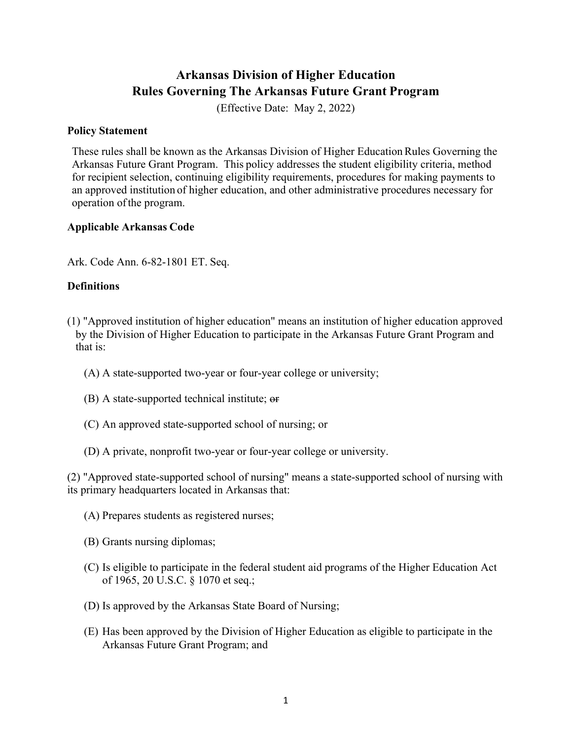# Arkansas Division of Higher Education
# Rules Governing The Arkansas Future Grant Program

(Effective Date: May 2, 2022)

**Policy Statement**

These rules shall be known as the Arkansas Division of Higher Education Rules Governing the Arkansas Future Grant Program. This policy addresses the student eligibility criteria, method for recipient selection, continuing eligibility requirements, procedures for making payments to an approved institution of higher education, and other administrative procedures necessary for operation of the program.

**Applicable Arkansas Code**

Ark. Code Ann. 6-82-1801 ET. Seq.

**Definitions**

(1) "Approved institution of higher education" means an institution of higher education approved by the Division of Higher Education to participate in the Arkansas Future Grant Program and that is:

(A) A state-supported two-year or four-year college or university;

(B) A state-supported technical institute; ~~or~~

(C) An approved state-supported school of nursing; or

(D) A private, nonprofit two-year or four-year college or university.

(2) "Approved state-supported school of nursing" means a state-supported school of nursing with its primary headquarters located in Arkansas that:

(A) Prepares students as registered nurses;

(B) Grants nursing diplomas;

(C) Is eligible to participate in the federal student aid programs of the Higher Education Act of 1965, 20 U.S.C. § 1070 et seq.;

(D) Is approved by the Arkansas State Board of Nursing;

(E) Has been approved by the Division of Higher Education as eligible to participate in the Arkansas Future Grant Program; and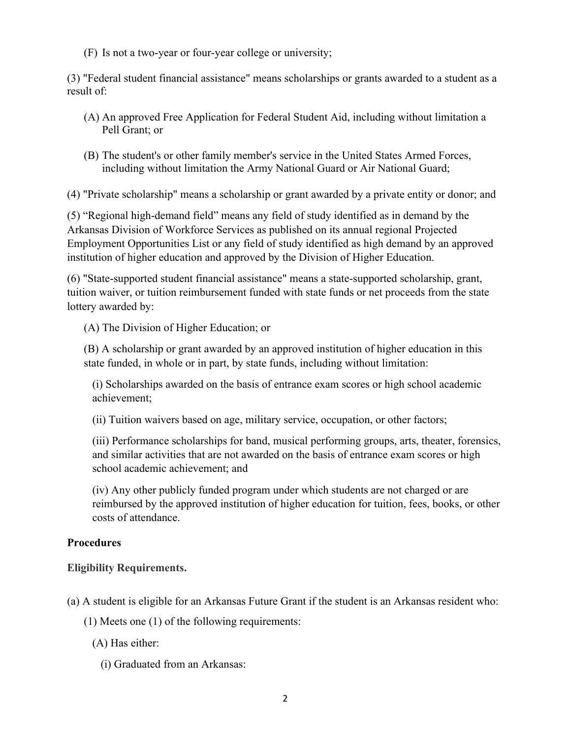(F) Is not a two-year or four-year college or university;

(3) "Federal student financial assistance" means scholarships or grants awarded to a student as a result of:

(A) An approved Free Application for Federal Student Aid, including without limitation a Pell Grant; or

(B) The student's or other family member's service in the United States Armed Forces, including without limitation the Army National Guard or Air National Guard;

(4) "Private scholarship" means a scholarship or grant awarded by a private entity or donor; and

(5) "Regional high-demand field" means any field of study identified as in demand by the Arkansas Division of Workforce Services as published on its annual regional Projected Employment Opportunities List or any field of study identified as high demand by an approved institution of higher education and approved by the Division of Higher Education.

(6) "State-supported student financial assistance" means a state-supported scholarship, grant, tuition waiver, or tuition reimbursement funded with state funds or net proceeds from the state lottery awarded by:

(A) The Division of Higher Education; or

(B) A scholarship or grant awarded by an approved institution of higher education in this state funded, in whole or in part, by state funds, including without limitation:

(i) Scholarships awarded on the basis of entrance exam scores or high school academic achievement;

(ii) Tuition waivers based on age, military service, occupation, or other factors;

(iii) Performance scholarships for band, musical performing groups, arts, theater, forensics, and similar activities that are not awarded on the basis of entrance exam scores or high school academic achievement; and

(iv) Any other publicly funded program under which students are not charged or are reimbursed by the approved institution of higher education for tuition, fees, books, or other costs of attendance.

**Procedures**

**Eligibility Requirements.**

(a) A student is eligible for an Arkansas Future Grant if the student is an Arkansas resident who:

(1) Meets one (1) of the following requirements:

(A) Has either:

(i) Graduated from an Arkansas: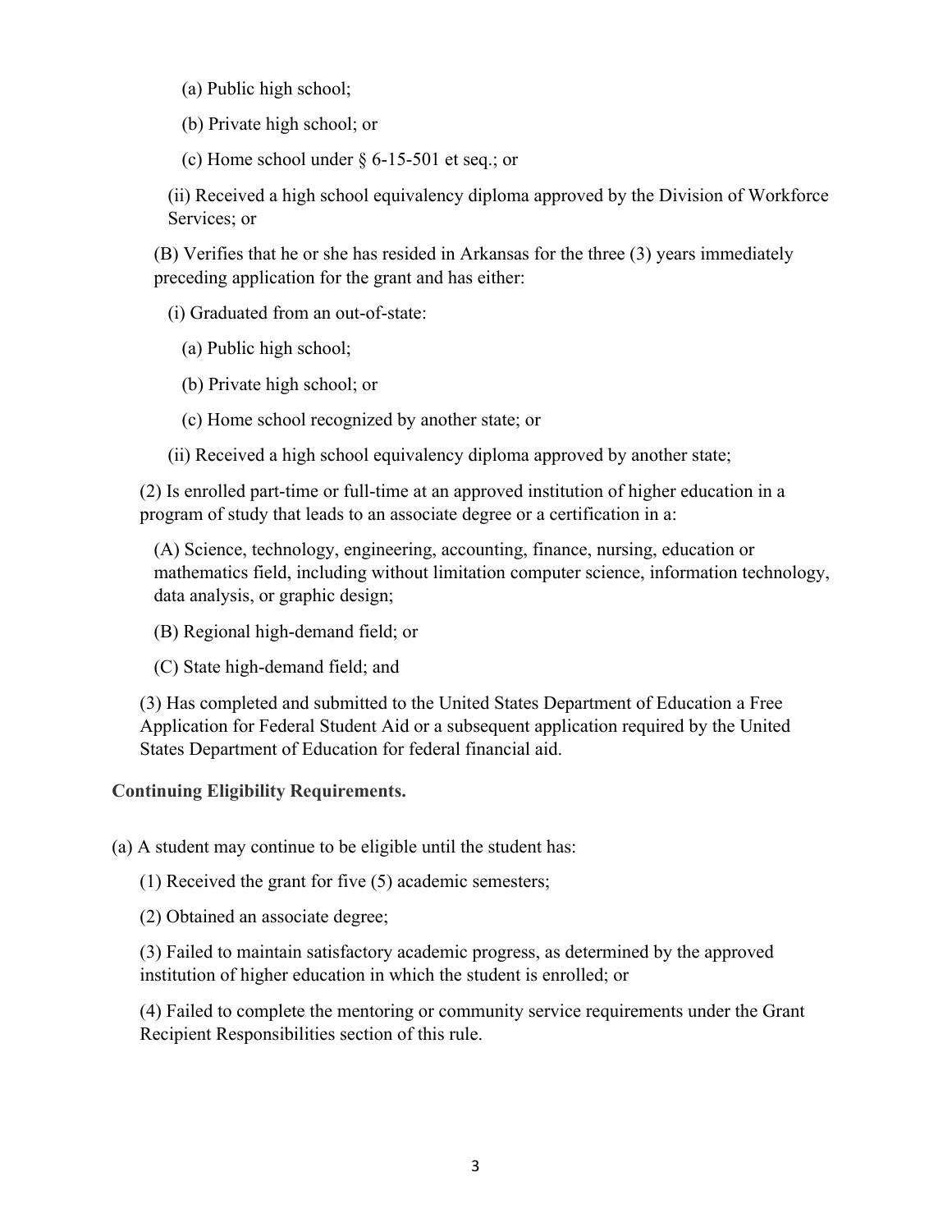(a) Public high school;

(b) Private high school; or

(c) Home school under § 6-15-501 et seq.; or

(ii) Received a high school equivalency diploma approved by the Division of Workforce Services; or

(B) Verifies that he or she has resided in Arkansas for the three (3) years immediately preceding application for the grant and has either:

(i) Graduated from an out-of-state:

(a) Public high school;

(b) Private high school; or

(c) Home school recognized by another state; or

(ii) Received a high school equivalency diploma approved by another state;

(2) Is enrolled part-time or full-time at an approved institution of higher education in a program of study that leads to an associate degree or a certification in a:

(A) Science, technology, engineering, accounting, finance, nursing, education or mathematics field, including without limitation computer science, information technology, data analysis, or graphic design;

(B) Regional high-demand field; or

(C) State high-demand field; and

(3) Has completed and submitted to the United States Department of Education a Free Application for Federal Student Aid or a subsequent application required by the United States Department of Education for federal financial aid.

**Continuing Eligibility Requirements.**

(a) A student may continue to be eligible until the student has:

(1) Received the grant for five (5) academic semesters;

(2) Obtained an associate degree;

(3) Failed to maintain satisfactory academic progress, as determined by the approved institution of higher education in which the student is enrolled; or

(4) Failed to complete the mentoring or community service requirements under the Grant Recipient Responsibilities section of this rule.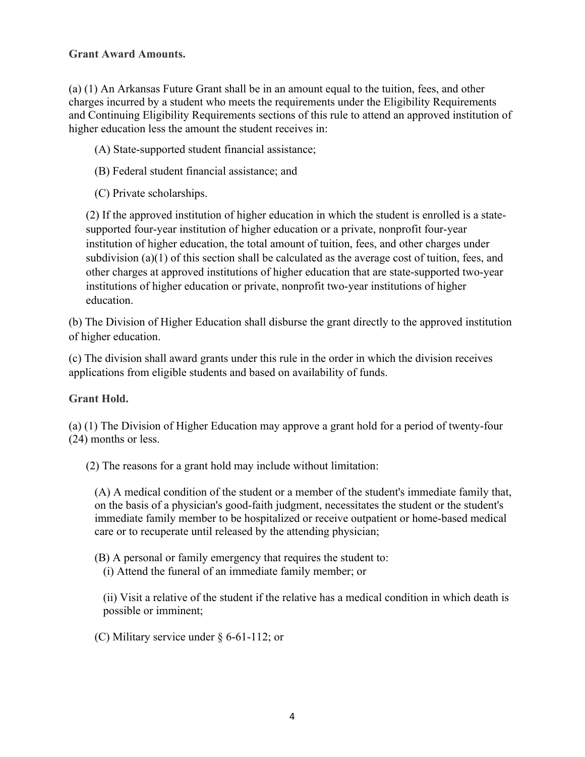**Grant Award Amounts.**

(a) (1) An Arkansas Future Grant shall be in an amount equal to the tuition, fees, and other charges incurred by a student who meets the requirements under the Eligibility Requirements and Continuing Eligibility Requirements sections of this rule to attend an approved institution of higher education less the amount the student receives in:

(A) State-supported student financial assistance;

(B) Federal student financial assistance; and

(C) Private scholarships.

(2) If the approved institution of higher education in which the student is enrolled is a state-supported four-year institution of higher education or a private, nonprofit four-year institution of higher education, the total amount of tuition, fees, and other charges under subdivision (a)(1) of this section shall be calculated as the average cost of tuition, fees, and other charges at approved institutions of higher education that are state-supported two-year institutions of higher education or private, nonprofit two-year institutions of higher education.

(b) The Division of Higher Education shall disburse the grant directly to the approved institution of higher education.

(c) The division shall award grants under this rule in the order in which the division receives applications from eligible students and based on availability of funds.

**Grant Hold.**

(a) (1) The Division of Higher Education may approve a grant hold for a period of twenty-four (24) months or less.

(2) The reasons for a grant hold may include without limitation:

(A) A medical condition of the student or a member of the student's immediate family that, on the basis of a physician's good-faith judgment, necessitates the student or the student's immediate family member to be hospitalized or receive outpatient or home-based medical care or to recuperate until released by the attending physician;

(B) A personal or family emergency that requires the student to:

(i) Attend the funeral of an immediate family member; or

(ii) Visit a relative of the student if the relative has a medical condition in which death is possible or imminent;

(C) Military service under § 6-61-112; or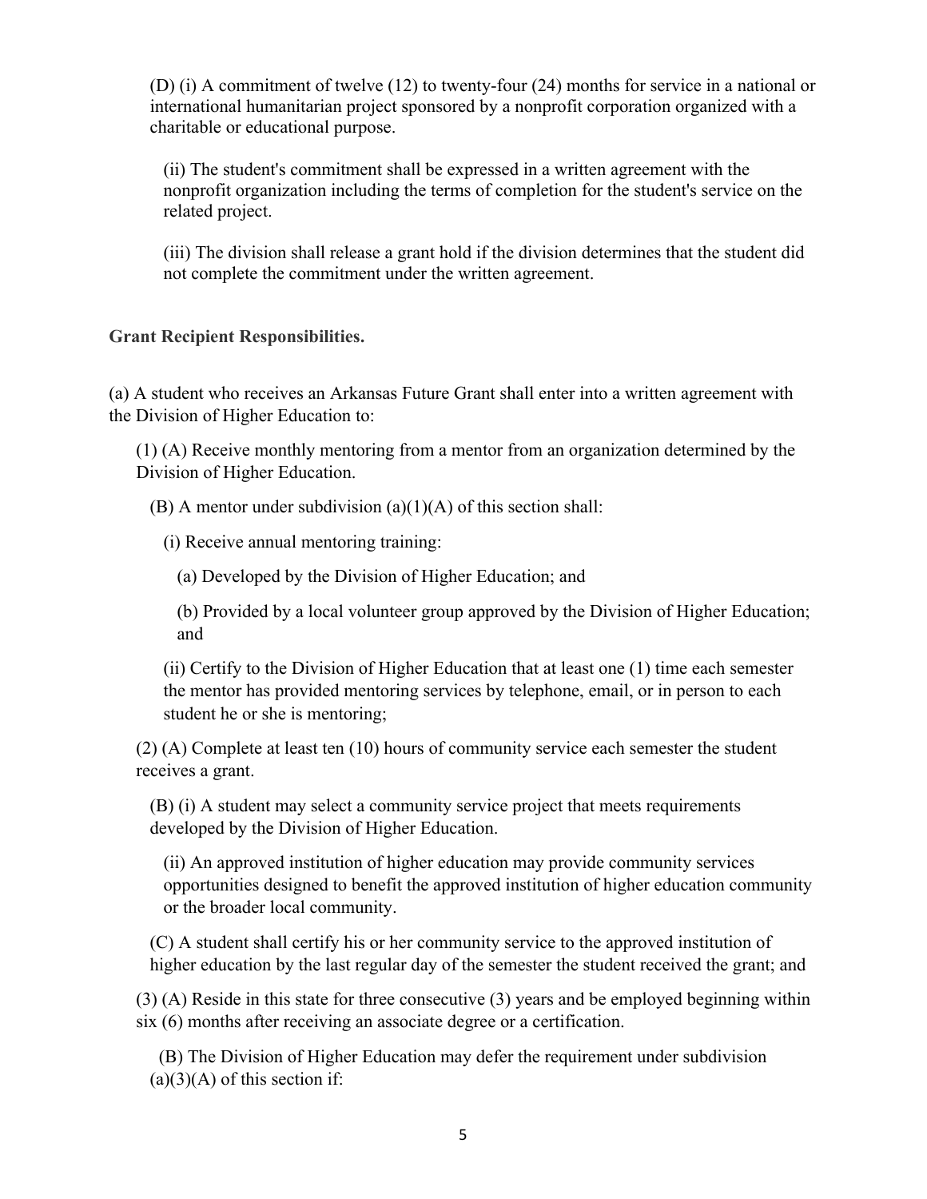(D) (i) A commitment of twelve (12) to twenty-four (24) months for service in a national or international humanitarian project sponsored by a nonprofit corporation organized with a charitable or educational purpose.

(ii) The student's commitment shall be expressed in a written agreement with the nonprofit organization including the terms of completion for the student's service on the related project.

(iii) The division shall release a grant hold if the division determines that the student did not complete the commitment under the written agreement.

**Grant Recipient Responsibilities.**

(a) A student who receives an Arkansas Future Grant shall enter into a written agreement with the Division of Higher Education to:

(1) (A) Receive monthly mentoring from a mentor from an organization determined by the Division of Higher Education.

(B) A mentor under subdivision (a)(1)(A) of this section shall:

(i) Receive annual mentoring training:

(a) Developed by the Division of Higher Education; and

(b) Provided by a local volunteer group approved by the Division of Higher Education; and

(ii) Certify to the Division of Higher Education that at least one (1) time each semester the mentor has provided mentoring services by telephone, email, or in person to each student he or she is mentoring;

(2) (A) Complete at least ten (10) hours of community service each semester the student receives a grant.

(B) (i) A student may select a community service project that meets requirements developed by the Division of Higher Education.

(ii) An approved institution of higher education may provide community services opportunities designed to benefit the approved institution of higher education community or the broader local community.

(C) A student shall certify his or her community service to the approved institution of higher education by the last regular day of the semester the student received the grant; and

(3) (A) Reside in this state for three consecutive (3) years and be employed beginning within six (6) months after receiving an associate degree or a certification.

(B) The Division of Higher Education may defer the requirement under subdivision (a)(3)(A) of this section if: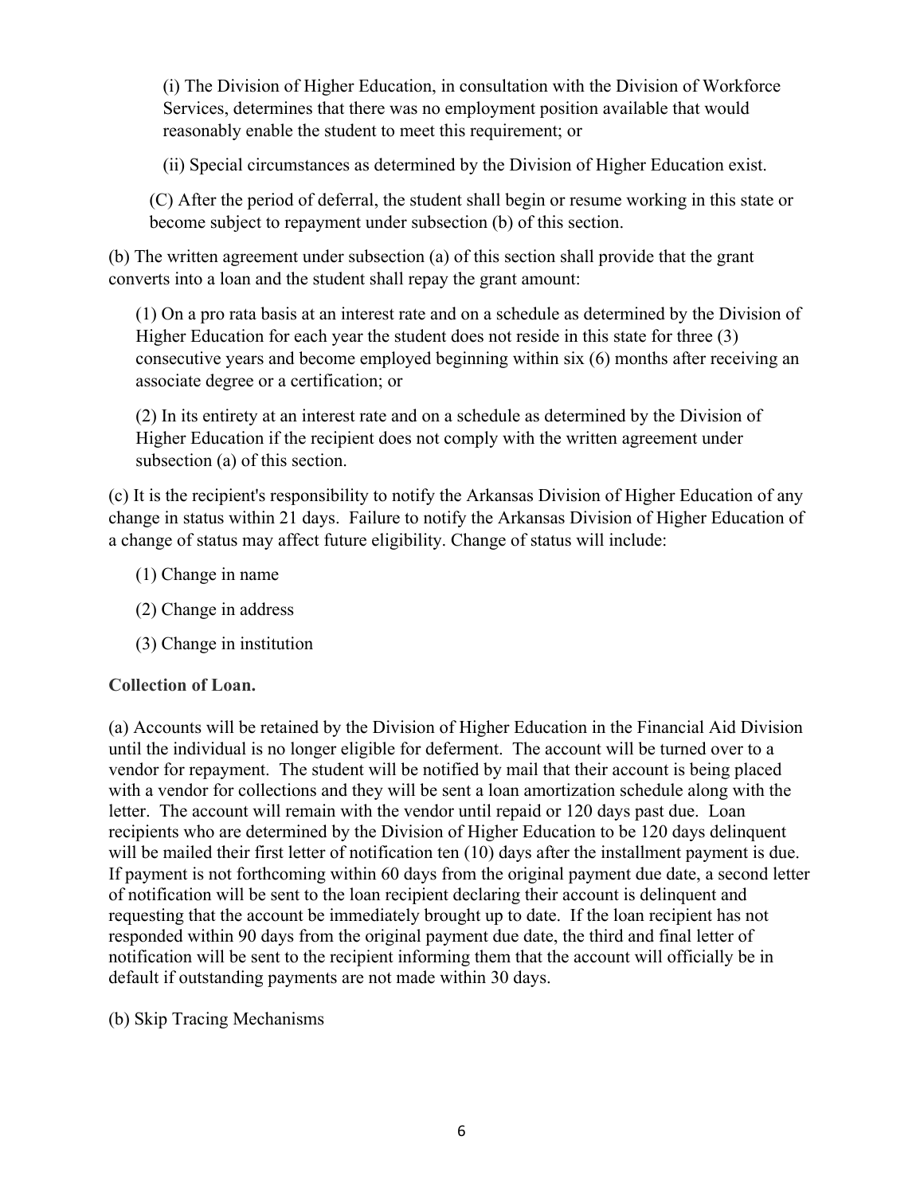(i) The Division of Higher Education, in consultation with the Division of Workforce Services, determines that there was no employment position available that would reasonably enable the student to meet this requirement; or

(ii) Special circumstances as determined by the Division of Higher Education exist.

(C) After the period of deferral, the student shall begin or resume working in this state or become subject to repayment under subsection (b) of this section.

(b) The written agreement under subsection (a) of this section shall provide that the grant converts into a loan and the student shall repay the grant amount:

(1) On a pro rata basis at an interest rate and on a schedule as determined by the Division of Higher Education for each year the student does not reside in this state for three (3) consecutive years and become employed beginning within six (6) months after receiving an associate degree or a certification; or

(2) In its entirety at an interest rate and on a schedule as determined by the Division of Higher Education if the recipient does not comply with the written agreement under subsection (a) of this section.

(c) It is the recipient's responsibility to notify the Arkansas Division of Higher Education of any change in status within 21 days. Failure to notify the Arkansas Division of Higher Education of a change of status may affect future eligibility. Change of status will include:

(1) Change in name

(2) Change in address

(3) Change in institution

**Collection of Loan.**

(a) Accounts will be retained by the Division of Higher Education in the Financial Aid Division until the individual is no longer eligible for deferment. The account will be turned over to a vendor for repayment. The student will be notified by mail that their account is being placed with a vendor for collections and they will be sent a loan amortization schedule along with the letter. The account will remain with the vendor until repaid or 120 days past due. Loan recipients who are determined by the Division of Higher Education to be 120 days delinquent will be mailed their first letter of notification ten (10) days after the installment payment is due. If payment is not forthcoming within 60 days from the original payment due date, a second letter of notification will be sent to the loan recipient declaring their account is delinquent and requesting that the account be immediately brought up to date. If the loan recipient has not responded within 90 days from the original payment due date, the third and final letter of notification will be sent to the recipient informing them that the account will officially be in default if outstanding payments are not made within 30 days.

(b) Skip Tracing Mechanisms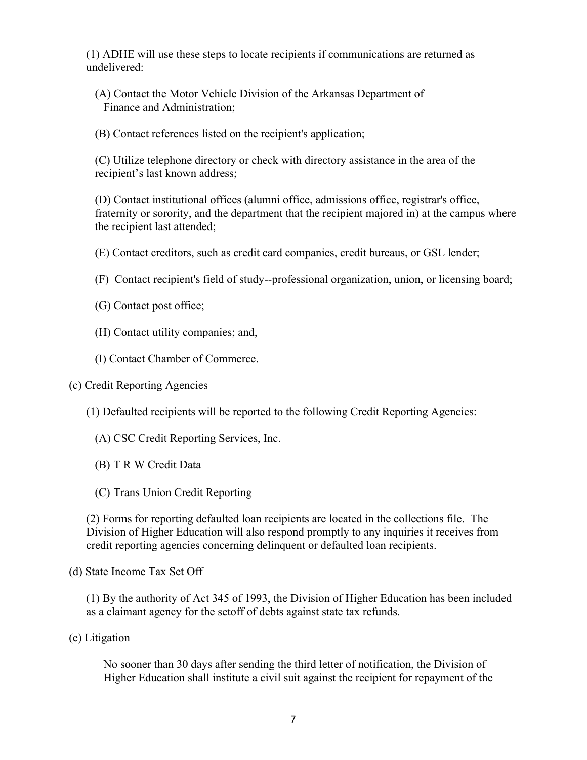(1) ADHE will use these steps to locate recipients if communications are returned as undelivered:

(A) Contact the Motor Vehicle Division of the Arkansas Department of Finance and Administration;

(B) Contact references listed on the recipient's application;

(C) Utilize telephone directory or check with directory assistance in the area of the recipient's last known address;

(D) Contact institutional offices (alumni office, admissions office, registrar's office, fraternity or sorority, and the department that the recipient majored in) at the campus where the recipient last attended;

(E) Contact creditors, such as credit card companies, credit bureaus, or GSL lender;

(F) Contact recipient's field of study--professional organization, union, or licensing board;

(G) Contact post office;

(H) Contact utility companies; and,

(I) Contact Chamber of Commerce.

(c) Credit Reporting Agencies

(1) Defaulted recipients will be reported to the following Credit Reporting Agencies:

(A) CSC Credit Reporting Services, Inc.

(B) T R W Credit Data

(C) Trans Union Credit Reporting

(2) Forms for reporting defaulted loan recipients are located in the collections file. The Division of Higher Education will also respond promptly to any inquiries it receives from credit reporting agencies concerning delinquent or defaulted loan recipients.

(d) State Income Tax Set Off

(1) By the authority of Act 345 of 1993, the Division of Higher Education has been included as a claimant agency for the setoff of debts against state tax refunds.

(e) Litigation

No sooner than 30 days after sending the third letter of notification, the Division of Higher Education shall institute a civil suit against the recipient for repayment of the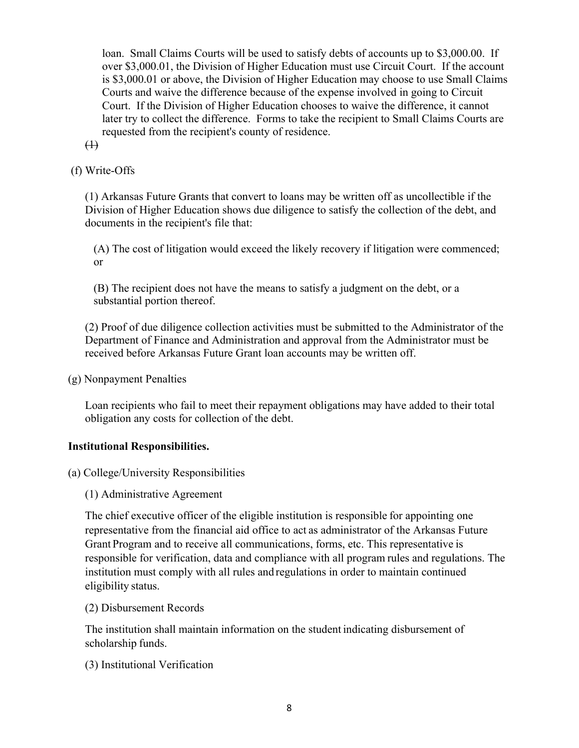loan. Small Claims Courts will be used to satisfy debts of accounts up to $3,000.00. If over $3,000.01, the Division of Higher Education must use Circuit Court. If the account is $3,000.01 or above, the Division of Higher Education may choose to use Small Claims Courts and waive the difference because of the expense involved in going to Circuit Court. If the Division of Higher Education chooses to waive the difference, it cannot later try to collect the difference. Forms to take the recipient to Small Claims Courts are requested from the recipient's county of residence.

~~(1)~~

(f) Write-Offs

(1) Arkansas Future Grants that convert to loans may be written off as uncollectible if the Division of Higher Education shows due diligence to satisfy the collection of the debt, and documents in the recipient's file that:

(A) The cost of litigation would exceed the likely recovery if litigation were commenced; or

(B) The recipient does not have the means to satisfy a judgment on the debt, or a substantial portion thereof.

(2) Proof of due diligence collection activities must be submitted to the Administrator of the Department of Finance and Administration and approval from the Administrator must be received before Arkansas Future Grant loan accounts may be written off.

(g) Nonpayment Penalties

Loan recipients who fail to meet their repayment obligations may have added to their total obligation any costs for collection of the debt.

**Institutional Responsibilities.**

(a) College/University Responsibilities

(1) Administrative Agreement

The chief executive officer of the eligible institution is responsible for appointing one representative from the financial aid office to act as administrator of the Arkansas Future Grant Program and to receive all communications, forms, etc. This representative is responsible for verification, data and compliance with all program rules and regulations. The institution must comply with all rules and regulations in order to maintain continued eligibility status.

(2) Disbursement Records

The institution shall maintain information on the student indicating disbursement of scholarship funds.

(3) Institutional Verification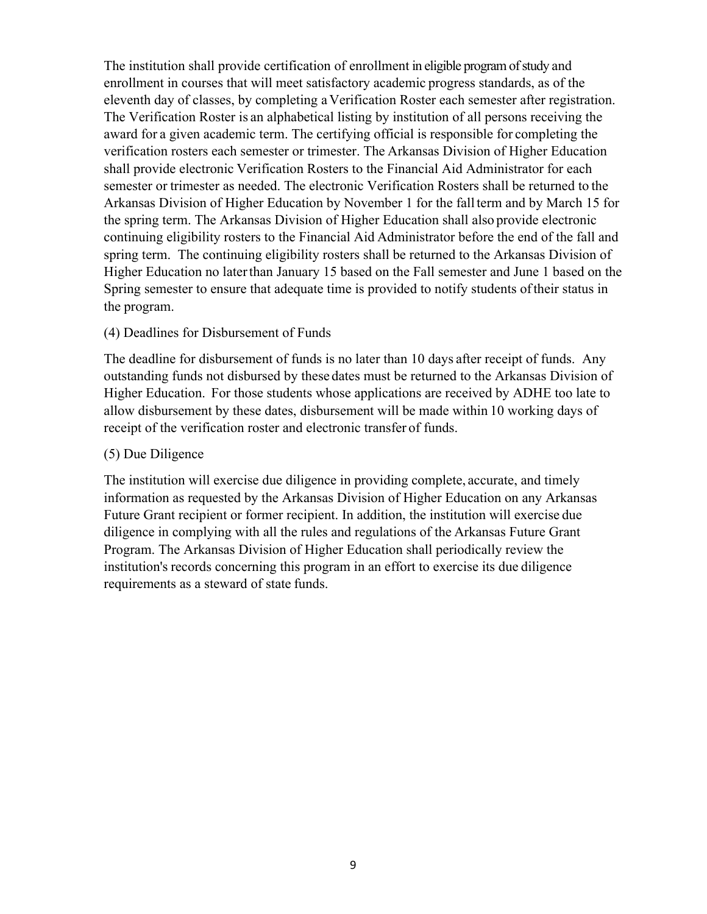The institution shall provide certification of enrollment in eligible program of study and enrollment in courses that will meet satisfactory academic progress standards, as of the eleventh day of classes, by completing a Verification Roster each semester after registration. The Verification Roster is an alphabetical listing by institution of all persons receiving the award for a given academic term. The certifying official is responsible for completing the verification rosters each semester or trimester. The Arkansas Division of Higher Education shall provide electronic Verification Rosters to the Financial Aid Administrator for each semester or trimester as needed. The electronic Verification Rosters shall be returned to the Arkansas Division of Higher Education by November 1 for the fall term and by March 15 for the spring term. The Arkansas Division of Higher Education shall also provide electronic continuing eligibility rosters to the Financial Aid Administrator before the end of the fall and spring term. The continuing eligibility rosters shall be returned to the Arkansas Division of Higher Education no later than January 15 based on the Fall semester and June 1 based on the Spring semester to ensure that adequate time is provided to notify students of their status in the program.

(4) Deadlines for Disbursement of Funds

The deadline for disbursement of funds is no later than 10 days after receipt of funds. Any outstanding funds not disbursed by these dates must be returned to the Arkansas Division of Higher Education. For those students whose applications are received by ADHE too late to allow disbursement by these dates, disbursement will be made within 10 working days of receipt of the verification roster and electronic transfer of funds.

(5) Due Diligence

The institution will exercise due diligence in providing complete, accurate, and timely information as requested by the Arkansas Division of Higher Education on any Arkansas Future Grant recipient or former recipient. In addition, the institution will exercise due diligence in complying with all the rules and regulations of the Arkansas Future Grant Program. The Arkansas Division of Higher Education shall periodically review the institution's records concerning this program in an effort to exercise its due diligence requirements as a steward of state funds.